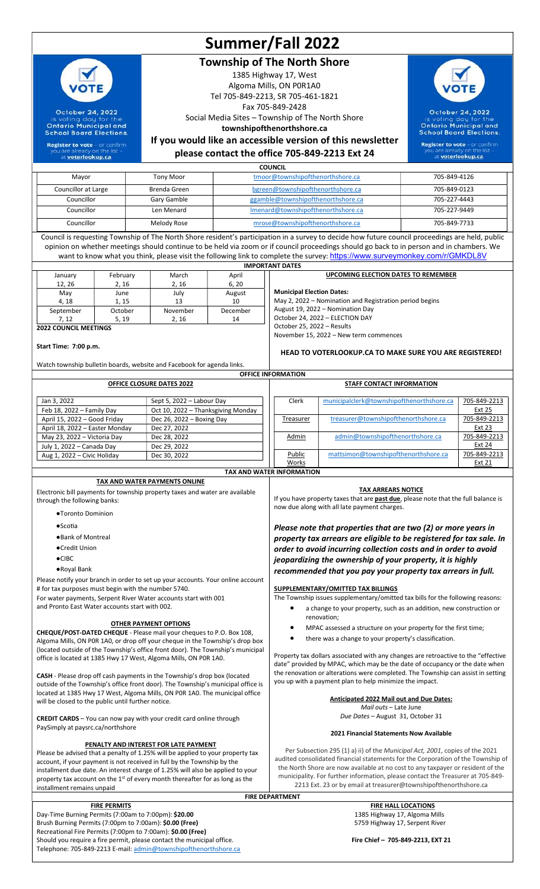# Summer/Fall 2022

## Township of The North Shore

1385 Highway 17, West
Algoma Mills, ON P0R1A0
Tel 705-849-2213, SR 705-461-1821
Fax 705-849-2428
Social Media Sites – Township of The North Shore
**townshipofthenorthshore.ca**

### If you would like an accessible version of this newsletter please contact the office 705-849-2213 Ext 24

VOTE — October 24, 2022 is voting day for the Ontario Municipal and School Board Elections. **Register to vote** – or confirm you are already on the list – at **voterlookup.ca**.

## COUNCIL

| | | | |
|---|---|---|---|
| Mayor | Tony Moor | tmoor@townshipofthenorthshore.ca | 705-849-4126 |
| Councillor at Large | Brenda Green | bgreen@townshipofthenorthshore.ca | 705-849-0123 |
| Councillor | Gary Gamble | ggamble@townshipofthenorthshore.ca | 705-227-4443 |
| Councillor | Len Menard | lmenard@townshipofthenorthshore.ca | 705-227-9449 |
| Councillor | Melody Rose | mrose@townshipofthenorthshore.ca | 705-849-7733 |

Council is requesting Township of The North Shore resident's participation in a survey to decide how future council proceedings are held, public opinion on whether meetings should continue to be held via zoom or if council proceedings should go back to in person and in chambers. We want to know what you think, please visit the following link to complete the survey: https://www.surveymonkey.com/r/GMKDL8V

## IMPORTANT DATES

**2022 COUNCIL MEETINGS**

| January | February | March | April |
|---|---|---|---|
| 12, 26 | 2, 16 | 2, 16 | 6, 20 |
| **May** | **June** | **July** | **August** |
| 4, 18 | 1, 15 | 13 | 10 |
| **September** | **October** | **November** | **December** |
| 7, 12 | 5, 19 | 2, 16 | 14 |

**Start Time: 7:00 p.m.**

Watch township bulletin boards, website and Facebook for agenda links.

**UPCOMING ELECTION DATES TO REMEMBER**

**Municipal Election Dates:**
May 2, 2022 – Nomination and Registration period begins
August 19, 2022 – Nomination Day
October 24, 2022 – ELECTION DAY
October 25, 2022 – Results
November 15, 2022 – New term commences

**HEAD TO VOTERLOOKUP.CA TO MAKE SURE YOU ARE REGISTERED!**

## OFFICE INFORMATION

**OFFICE CLOSURE DATES 2022**

| | |
|---|---|
| Jan 3, 2022 | Sept 5, 2022 – Labour Day |
| Feb 18, 2022 – Family Day | Oct 10, 2022 – Thanksgiving Monday |
| April 15, 2022 – Good Friday | Dec 26, 2022 – Boxing Day |
| April 18, 2022 – Easter Monday | Dec 27, 2022 |
| May 23, 2022 – Victoria Day | Dec 28, 2022 |
| July 1, 2022 – Canada Day | Dec 29, 2022 |
| Aug 1, 2022 – Civic Holiday | Dec 30, 2022 |

**STAFF CONTACT INFORMATION**

| | | |
|---|---|---|
| Clerk | municipalclerk@townshipofthenorthshore.ca | 705-849-2213 Ext 25 |
| Treasurer | treasurer@townshipofthenorthshore.ca | 705-849-2213 Ext 23 |
| Admin | admin@townshipofthenorthshore.ca | 705-849-2213 Ext 24 |
| Public Works | mattsimon@townshipofthenorthshore.ca | 705-849-2213 Ext 21 |

## TAX AND WATER INFORMATION

### TAX AND WATER PAYMENTS ONLINE

Electronic bill payments for township property taxes and water are available through the following banks:

- Toronto Dominion
- Scotia
- Bank of Montreal
- Credit Union
- CIBC
- Royal Bank

Please notify your branch in order to set up your accounts. Your online account # for tax purposes must begin with the number 5740.
For water payments, Serpent River Water accounts start with 001 and Pronto East Water accounts start with 002.

### OTHER PAYMENT OPTIONS

**CHEQUE/POST-DATED CHEQUE** - Please mail your cheques to P.O. Box 108, Algoma Mills, ON P0R 1A0, or drop off your cheque in the Township's drop box (located outside of the Township's office front door). The Township's municipal office is located at 1385 Hwy 17 West, Algoma Mills, ON P0R 1A0.

**CASH** - Please drop off cash payments in the Township's drop box (located outside of the Township's office front door). The Township's municipal office is located at 1385 Hwy 17 West, Algoma Mills, ON P0R 1A0. The municipal office will be closed to the public until further notice.

**CREDIT CARDS** – You can now pay with your credit card online through PaySimply at paysrc.ca/northshore

### PENALTY AND INTEREST FOR LATE PAYMENT

Please be advised that a penalty of 1.25% will be applied to your property tax account, if your payment is not received in full by the Township by the installment due date. An interest charge of 1.25% will also be applied to your property tax account on the 1st of every month thereafter for as long as the installment remains unpaid

### TAX ARREARS NOTICE

If you have property taxes that are **past due**, please note that the full balance is now due along with all late payment charges.

***Please note that properties that are two (2) or more years in property tax arrears are eligible to be registered for tax sale. In order to avoid incurring collection costs and in order to avoid jeopardizing the ownership of your property, it is highly recommended that you pay your property tax arrears in full.***

### SUPPLEMENTARY/OMITTED TAX BILLINGS

The Township issues supplementary/omitted tax bills for the following reasons:

- a change to your property, such as an addition, new construction or renovation;
- MPAC assessed a structure on your property for the first time;
- there was a change to your property's classification.

Property tax dollars associated with any changes are retroactive to the "effective date" provided by MPAC, which may be the date of occupancy or the date when the renovation or alterations were completed. The Township can assist in setting you up with a payment plan to help minimize the impact.

**Anticipated 2022 Mail out and Due Dates:**
*Mail outs* – Late June
*Due Dates* – August 31, October 31

**2021 Financial Statements Now Available**

Per Subsection 295 (1) a) ii) of the *Municipal Act, 2001*, copies of the 2021 audited consolidated financial statements for the Corporation of the Township of the North Shore are now available at no cost to any taxpayer or resident of the municipality. For further information, please contact the Treasurer at 705-849-2213 Ext. 23 or by email at treasurer@townshipofthenorthshore.ca

## FIRE DEPARTMENT

**FIRE PERMITS**

Day-Time Burning Permits (7:00am to 7:00pm): **$20.00**
Brush Burning Permits (7:00pm to 7:00am): **$0.00 (Free)**
Recreational Fire Permits (7:00pm to 7:00am): **$0.00 (Free)**
Should you require a fire permit, please contact the municipal office.
Telephone: 705-849-2213 E-mail: admin@townshipofthenorthshore.ca

**FIRE HALL LOCATIONS**

1385 Highway 17, Algoma Mills
5759 Highway 17, Serpent River

**Fire Chief – 705-849-2213, EXT 21**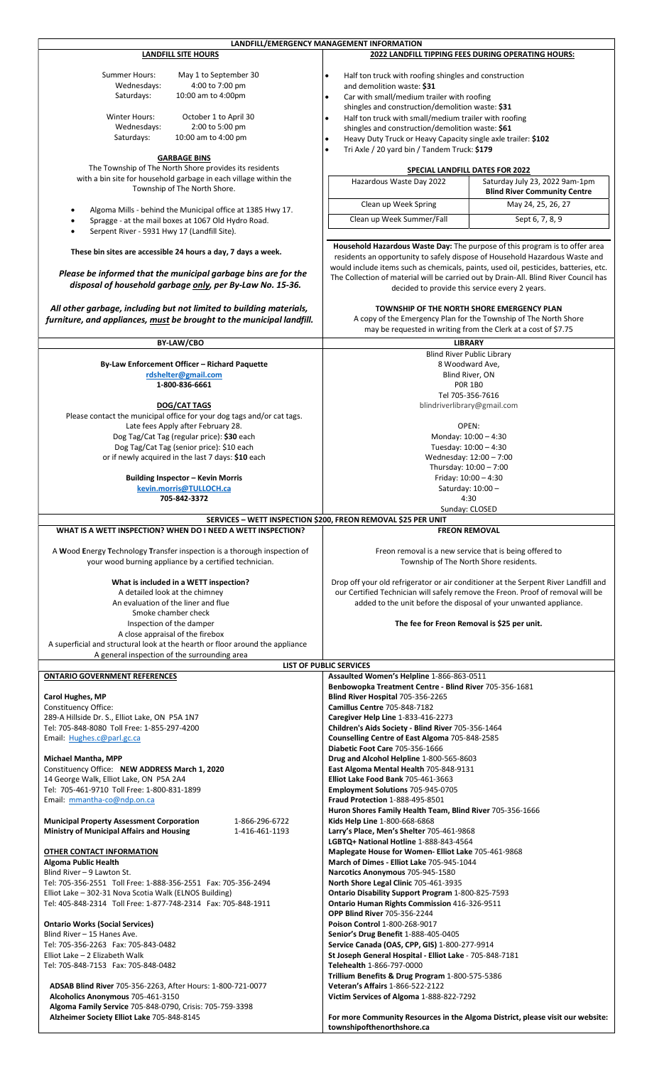# LANDFILL/EMERGENCY MANAGEMENT INFORMATION

## LANDFILL SITE HOURS

Summer Hours: May 1 to September 30
Wednesdays: 4:00 to 7:00 pm
Saturdays: 10:00 am to 4:00pm

Winter Hours: October 1 to April 30
Wednesdays: 2:00 to 5:00 pm
Saturdays: 10:00 am to 4:00 pm

### GARBAGE BINS

The Township of The North Shore provides its residents with a bin site for household garbage in each village within the Township of The North Shore.

- Algoma Mills - behind the Municipal office at 1385 Hwy 17.
- Spragge - at the mail boxes at 1067 Old Hydro Road.
- Serpent River - 5931 Hwy 17 (Landfill Site).

**These bin sites are accessible 24 hours a day, 7 days a week.**

***Please be informed that the municipal garbage bins are for the disposal of household garbage only, per By-Law No. 15-36.***

***All other garbage, including but not limited to building materials, furniture, and appliances, must be brought to the municipal landfill.***

## 2022 LANDFILL TIPPING FEES DURING OPERATING HOURS:

- Half ton truck with roofing shingles and construction and demolition waste: **$31**
- Car with small/medium trailer with roofing shingles and construction/demolition waste: **$31**
- Half ton truck with small/medium trailer with roofing shingles and construction/demolition waste: **$61**
- Heavy Duty Truck or Heavy Capacity single axle trailer: **$102**
- Tri Axle / 20 yard bin / Tandem Truck: **$179**

### SPECIAL LANDFILL DATES FOR 2022

| | |
|---|---|
| Hazardous Waste Day 2022 | Saturday July 23, 2022 9am-1pm **Blind River Community Centre** |
| Clean up Week Spring | May 24, 25, 26, 27 |
| Clean up Week Summer/Fall | Sept 6, 7, 8, 9 |

**Household Hazardous Waste Day:** The purpose of this program is to offer area residents an opportunity to safely dispose of Household Hazardous Waste and would include items such as chemicals, paints, used oil, pesticides, batteries, etc. The Collection of material will be carried out by Drain-All. Blind River Council has decided to provide this service every 2 years.

**TOWNSHIP OF THE NORTH SHORE EMERGENCY PLAN**
A copy of the Emergency Plan for the Township of The North Shore may be requested in writing from the Clerk at a cost of $7.75

# BY-LAW/CBO

**By-Law Enforcement Officer – Richard Paquette**
rdshelter@gmail.com
**1-800-836-6661**

**DOG/CAT TAGS**
Please contact the municipal office for your dog tags and/or cat tags.
Late fees Apply after February 28.
Dog Tag/Cat Tag (regular price): **$30** each
Dog Tag/Cat Tag (senior price): $10 each
or if newly acquired in the last 7 days: **$10** each

**Building Inspector – Kevin Morris**
kevin.morris@TULLOCH.ca
**705-842-3372**

# LIBRARY

Blind River Public Library
8 Woodward Ave,
Blind River, ON
P0R 1B0
Tel 705-356-7616
blindriverlibrary@gmail.com

OPEN:
Monday: 10:00 – 4:30
Tuesday: 10:00 – 4:30
Wednesday: 12:00 – 7:00
Thursday: 10:00 – 7:00
Friday: 10:00 – 4:30
Saturday: 10:00 – 4:30
Sunday: CLOSED

# SERVICES – WETT INSPECTION $200, FREON REMOVAL $25 PER UNIT

## WHAT IS A WETT INSPECTION? WHEN DO I NEED A WETT INSPECTION?

A **W**ood **E**nergy **T**echnology **T**ransfer inspection is a thorough inspection of your wood burning appliance by a certified technician.

**What is included in a WETT inspection?**
A detailed look at the chimney
An evaluation of the liner and flue
Smoke chamber check
Inspection of the damper
A close appraisal of the firebox
A superficial and structural look at the hearth or floor around the appliance
A general inspection of the surrounding area

## FREON REMOVAL

Freon removal is a new service that is being offered to Township of The North Shore residents.

Drop off your old refrigerator or air conditioner at the Serpent River Landfill and our Certified Technician will safely remove the Freon. Proof of removal will be added to the unit before the disposal of your unwanted appliance.

**The fee for Freon Removal is $25 per unit.**

# LIST OF PUBLIC SERVICES

## ONTARIO GOVERNMENT REFERENCES

**Carol Hughes, MP**
Constituency Office:
289-A Hillside Dr. S., Elliot Lake, ON P5A 1N7
Tel: 705-848-8080 Toll Free: 1-855-297-4200
Email: Hughes.c@parl.gc.ca

**Michael Mantha, MPP**
Constituency Office: **NEW ADDRESS March 1, 2020**
14 George Walk, Elliot Lake, ON P5A 2A4
Tel: 705-461-9710 Toll Free: 1-800-831-1899
Email: mmantha-co@ndp.on.ca

**Municipal Property Assessment Corporation** 1-866-296-6722
**Ministry of Municipal Affairs and Housing** 1-416-461-1193

## OTHER CONTACT INFORMATION

**Algoma Public Health**
Blind River – 9 Lawton St.
Tel: 705-356-2551 Toll Free: 1-888-356-2551 Fax: 705-356-2494
Elliot Lake – 302-31 Nova Scotia Walk (ELNOS Building)
Tel: 405-848-2314 Toll Free: 1-877-748-2314 Fax: 705-848-1911

**Ontario Works (Social Services)**
Blind River – 15 Hanes Ave.
Tel: 705-356-2263 Fax: 705-843-0482
Elliot Lake – 2 Elizabeth Walk
Tel: 705-848-7153 Fax: 705-848-0482

**ADSAB Blind River** 705-356-2263, After Hours: 1-800-721-0077
**Alcoholics Anonymous** 705-461-3150
**Algoma Family Service** 705-848-0790, Crisis: 705-759-3398
**Alzheimer Society Elliot Lake** 705-848-8145

**Assaulted Women's Helpline** 1-866-863-0511
**Benbowopka Treatment Centre - Blind River** 705-356-1681
**Blind River Hospital** 705-356-2265
**Camillus Centre** 705-848-7182
**Caregiver Help Line** 1-833-416-2273
**Children's Aids Society - Blind River** 705-356-1464
**Counselling Centre of East Algoma** 705-848-2585
**Diabetic Foot Care** 705-356-1666
**Drug and Alcohol Helpline** 1-800-565-8603
**East Algoma Mental Health** 705-848-9131
**Elliot Lake Food Bank** 705-461-3663
**Employment Solutions** 705-945-0705
**Fraud Protection** 1-888-495-8501
**Huron Shores Family Health Team, Blind River** 705-356-1666
**Kids Help Line** 1-800-668-6868
**Larry's Place, Men's Shelter** 705-461-9868
**LGBTQ+ National Hotline** 1-888-843-4564
**Maplegate House for Women- Elliot Lake** 705-461-9868
**March of Dimes - Elliot Lake** 705-945-1044
**Narcotics Anonymous** 705-945-1580
**North Shore Legal Clinic** 705-461-3935
**Ontario Disability Support Program** 1-800-825-7593
**Ontario Human Rights Commission** 416-326-9511
**OPP Blind River** 705-356-2244
**Poison Control** 1-800-268-9017
**Senior's Drug Benefit** 1-888-405-0405
**Service Canada (OAS, CPP, GIS)** 1-800-277-9914
**St Joseph General Hospital - Elliot Lake** - 705-848-7181
**Telehealth** 1-866-797-0000
**Trillium Benefits & Drug Program** 1-800-575-5386
**Veteran's Affairs** 1-866-522-2122
**Victim Services of Algoma** 1-888-822-7292

**For more Community Resources in the Algoma District, please visit our website: townshipofthenorthshore.ca**